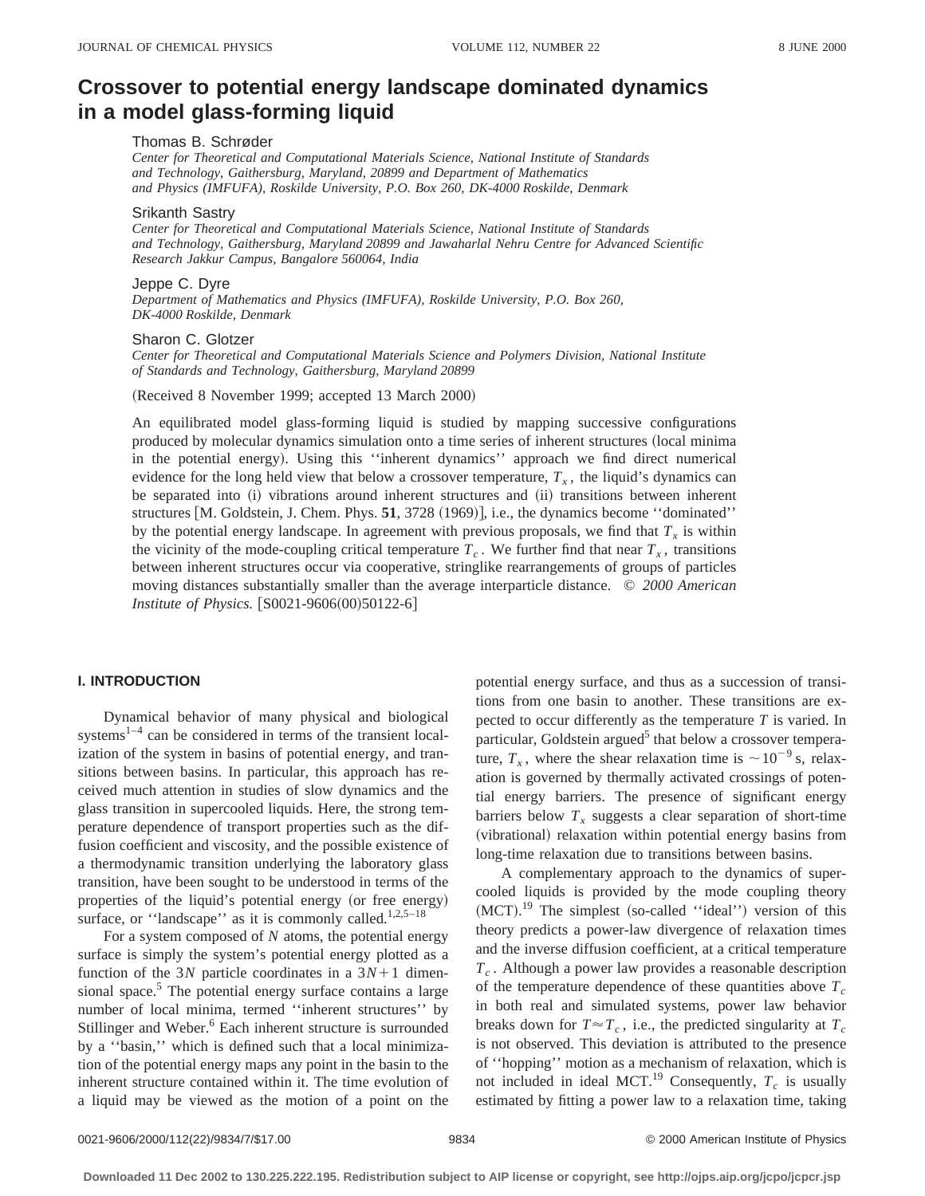# Crossover to potential energy landscape dominated dynamics in a model glass-forming liquid

Thomas B. Schrøder

*Center for Theoretical and Computational Materials Science, National Institute of Standards and Technology, Gaithersburg, Maryland, 20899 and Department of Mathematics and Physics (IMFUFA), Roskilde University, P.O. Box 260, DK-4000 Roskilde, Denmark*

Srikanth Sastry

*Center for Theoretical and Computational Materials Science, National Institute of Standards and Technology, Gaithersburg, Maryland 20899 and Jawaharlal Nehru Centre for Advanced Scientific Research Jakkur Campus, Bangalore 560064, India*

Jeppe C. Dyre

*Department of Mathematics and Physics (IMFUFA), Roskilde University, P.O. Box 260, DK-4000 Roskilde, Denmark*

Sharon C. Glotzer

*Center for Theoretical and Computational Materials Science and Polymers Division, National Institute of Standards and Technology, Gaithersburg, Maryland 20899*

(Received 8 November 1999; accepted 13 March 2000)

An equilibrated model glass-forming liquid is studied by mapping successive configurations produced by molecular dynamics simulation onto a time series of inherent structures (local minima in the potential energy). Using this ''inherent dynamics'' approach we find direct numerical evidence for the long held view that below a crossover temperature, $T_x$, the liquid's dynamics can be separated into (i) vibrations around inherent structures and (ii) transitions between inherent structures [M. Goldstein, J. Chem. Phys. **51**, 3728 (1969)], i.e., the dynamics become ''dominated'' by the potential energy landscape. In agreement with previous proposals, we find that $T_x$ is within the vicinity of the mode-coupling critical temperature $T_c$. We further find that near $T_x$, transitions between inherent structures occur via cooperative, stringlike rearrangements of groups of particles moving distances substantially smaller than the average interparticle distance. © *2000 American Institute of Physics.* [S0021-9606(00)50122-6]

## I. INTRODUCTION

Dynamical behavior of many physical and biological systems[1–4] can be considered in terms of the transient localization of the system in basins of potential energy, and transitions between basins. In particular, this approach has received much attention in studies of slow dynamics and the glass transition in supercooled liquids. Here, the strong temperature dependence of transport properties such as the diffusion coefficient and viscosity, and the possible existence of a thermodynamic transition underlying the laboratory glass transition, have been sought to be understood in terms of the properties of the liquid's potential energy (or free energy) surface, or ''landscape'' as it is commonly called.[1,2,5–18]

For a system composed of $N$ atoms, the potential energy surface is simply the system's potential energy plotted as a function of the $3N$ particle coordinates in a $3N+1$ dimensional space.[5] The potential energy surface contains a large number of local minima, termed ''inherent structures'' by Stillinger and Weber.[6] Each inherent structure is surrounded by a ''basin,'' which is defined such that a local minimization of the potential energy maps any point in the basin to the inherent structure contained within it. The time evolution of a liquid may be viewed as the motion of a point on the potential energy surface, and thus as a succession of transitions from one basin to another. These transitions are expected to occur differently as the temperature $T$ is varied. In particular, Goldstein argued[5] that below a crossover temperature, $T_x$, where the shear relaxation time is $\sim 10^{-9}$ s, relaxation is governed by thermally activated crossings of potential energy barriers. The presence of significant energy barriers below $T_x$ suggests a clear separation of short-time (vibrational) relaxation within potential energy basins from long-time relaxation due to transitions between basins.

A complementary approach to the dynamics of supercooled liquids is provided by the mode coupling theory (MCT).[19] The simplest (so-called ''ideal'') version of this theory predicts a power-law divergence of relaxation times and the inverse diffusion coefficient, at a critical temperature $T_c$. Although a power law provides a reasonable description of the temperature dependence of these quantities above $T_c$ in both real and simulated systems, power law behavior breaks down for $T \approx T_c$, i.e., the predicted singularity at $T_c$ is not observed. This deviation is attributed to the presence of ''hopping'' motion as a mechanism of relaxation, which is not included in ideal MCT.[19] Consequently, $T_c$ is usually estimated by fitting a power law to a relaxation time, taking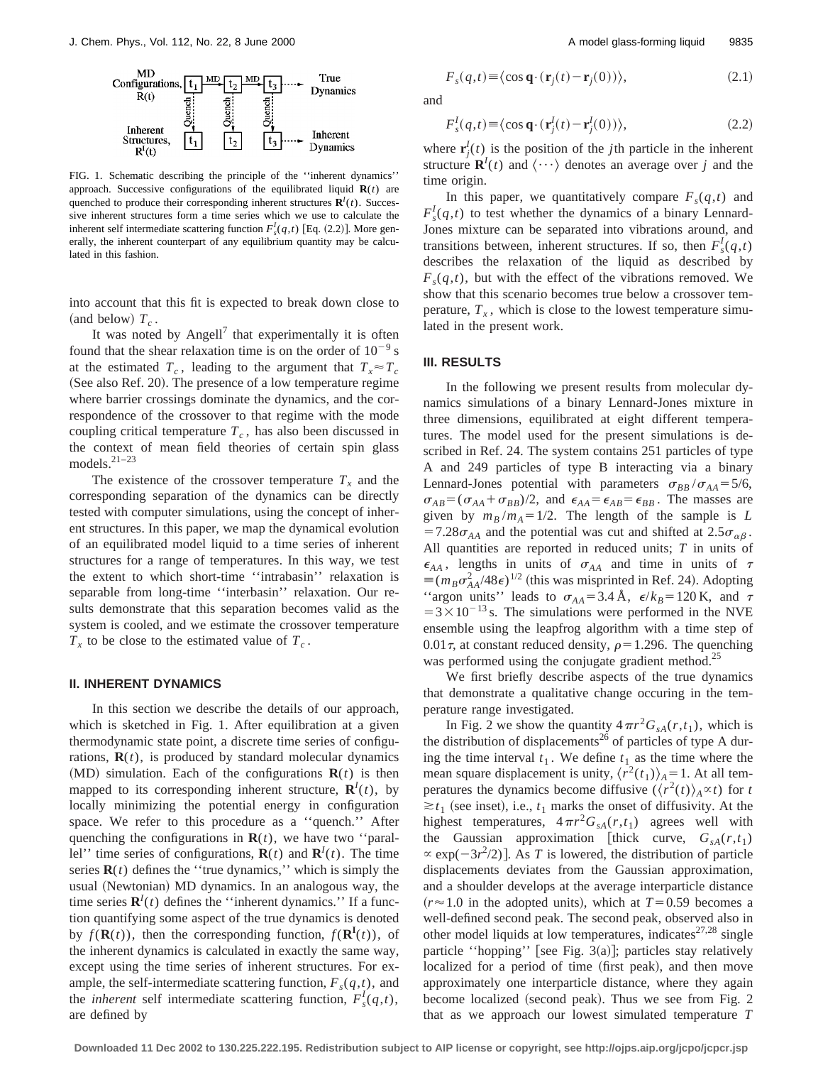FIG. 1. Schematic describing the principle of the ''inherent dynamics'' approach. Successive configurations of the equilibrated liquid $\mathbf{R}(t)$ are quenched to produce their corresponding inherent structures $\mathbf{R}^I(t)$. Successive inherent structures form a time series which we use to calculate the inherent self intermediate scattering function $F_s^I(q,t)$ [Eq. (2.2)]. More generally, the inherent counterpart of any equilibrium quantity may be calculated in this fashion.

into account that this fit is expected to break down close to (and below) $T_c$.

It was noted by Angell[7] that experimentally it is often found that the shear relaxation time is on the order of $10^{-9}$ s at the estimated $T_c$, leading to the argument that $T_x \approx T_c$ (See also Ref. 20). The presence of a low temperature regime where barrier crossings dominate the dynamics, and the correspondence of the crossover to that regime with the mode coupling critical temperature $T_c$, has also been discussed in the context of mean field theories of certain spin glass models.[21–23]

The existence of the crossover temperature $T_x$ and the corresponding separation of the dynamics can be directly tested with computer simulations, using the concept of inherent structures. In this paper, we map the dynamical evolution of an equilibrated model liquid to a time series of inherent structures for a range of temperatures. In this way, we test the extent to which short-time ''intrabasin'' relaxation is separable from long-time ''interbasin'' relaxation. Our results demonstrate that this separation becomes valid as the system is cooled, and we estimate the crossover temperature $T_x$ to be close to the estimated value of $T_c$.

## II. INHERENT DYNAMICS

In this section we describe the details of our approach, which is sketched in Fig. 1. After equilibration at a given thermodynamic state point, a discrete time series of configurations, $\mathbf{R}(t)$, is produced by standard molecular dynamics (MD) simulation. Each of the configurations $\mathbf{R}(t)$ is then mapped to its corresponding inherent structure, $\mathbf{R}^I(t)$, by locally minimizing the potential energy in configuration space. We refer to this procedure as a ''quench.'' After quenching the configurations in $\mathbf{R}(t)$, we have two ''parallel'' time series of configurations, $\mathbf{R}(t)$ and $\mathbf{R}^I(t)$. The time series $\mathbf{R}(t)$ defines the ''true dynamics,'' which is simply the usual (Newtonian) MD dynamics. In an analogous way, the time series $\mathbf{R}^I(t)$ defines the ''inherent dynamics.'' If a function quantifying some aspect of the true dynamics is denoted by $f(\mathbf{R}(t))$, then the corresponding function, $f(\mathbf{R}^I(t))$, of the inherent dynamics is calculated in exactly the same way, except using the time series of inherent structures. For example, the self-intermediate scattering function, $F_s(q,t)$, and the *inherent* self intermediate scattering function, $F_s^I(q,t)$, are defined by

$$F_s(q,t) \equiv \langle \cos \mathbf{q} \cdot (\mathbf{r}_j(t) - \mathbf{r}_j(0)) \rangle, \tag{2.1}$$

and

$$F_s^I(q,t) \equiv \langle \cos \mathbf{q} \cdot (\mathbf{r}_j^I(t) - \mathbf{r}_j^I(0)) \rangle, \tag{2.2}$$

where $\mathbf{r}_j^I(t)$ is the position of the $j$th particle in the inherent structure $\mathbf{R}^I(t)$ and $\langle \cdots \rangle$ denotes an average over $j$ and the time origin.

In this paper, we quantitatively compare $F_s(q,t)$ and $F_s^I(q,t)$ to test whether the dynamics of a binary Lennard-Jones mixture can be separated into vibrations around, and transitions between, inherent structures. If so, then $F_s^I(q,t)$ describes the relaxation of the liquid as described by $F_s(q,t)$, but with the effect of the vibrations removed. We show that this scenario becomes true below a crossover temperature, $T_x$, which is close to the lowest temperature simulated in the present work.

## III. RESULTS

In the following we present results from molecular dynamics simulations of a binary Lennard-Jones mixture in three dimensions, equilibrated at eight different temperatures. The model used for the present simulations is described in Ref. 24. The system contains 251 particles of type A and 249 particles of type B interacting via a binary Lennard-Jones potential with parameters $\sigma_{BB}/\sigma_{AA} = 5/6$, $\sigma_{AB} = (\sigma_{AA} + \sigma_{BB})/2$, and $\epsilon_{AA} = \epsilon_{AB} = \epsilon_{BB}$. The masses are given by $m_B/m_A = 1/2$. The length of the sample is $L = 7.28\sigma_{AA}$ and the potential was cut and shifted at $2.5\sigma_{\alpha\beta}$. All quantities are reported in reduced units; $T$ in units of $\epsilon_{AA}$, lengths in units of $\sigma_{AA}$ and time in units of $\tau \equiv (m_B \sigma_{AA}^2/48\epsilon)^{1/2}$ (this was misprinted in Ref. 24). Adopting ''argon units'' leads to $\sigma_{AA} = 3.4$ Å, $\epsilon/k_B = 120$ K, and $\tau = 3 \times 10^{-13}$ s. The simulations were performed in the NVE ensemble using the leapfrog algorithm with a time step of $0.01\tau$, at constant reduced density, $\rho = 1.296$. The quenching was performed using the conjugate gradient method.[25]

We first briefly describe aspects of the true dynamics that demonstrate a qualitative change occuring in the temperature range investigated.

In Fig. 2 we show the quantity $4\pi r^2 G_{sA}(r,t_1)$, which is the distribution of displacements[26] of particles of type A during the time interval $t_1$. We define $t_1$ as the time where the mean square displacement is unity, $\langle r^2(t_1) \rangle_A = 1$. At all temperatures the dynamics become diffusive ($\langle r^2(t) \rangle_A \propto t$) for $t \gtrsim t_1$ (see inset), i.e., $t_1$ marks the onset of diffusivity. At the highest temperatures, $4\pi r^2 G_{sA}(r,t_1)$ agrees well with the Gaussian approximation [thick curve, $G_{sA}(r,t_1) \propto \exp(-3r^2/2)$]. As $T$ is lowered, the distribution of particle displacements deviates from the Gaussian approximation, and a shoulder develops at the average interparticle distance ($r \approx 1.0$ in the adopted units), which at $T = 0.59$ becomes a well-defined second peak. The second peak, observed also in other model liquids at low temperatures, indicates[27,28] single particle ''hopping'' [see Fig. 3(a)]; particles stay relatively localized for a period of time (first peak), and then move approximately one interparticle distance, where they again become localized (second peak). Thus we see from Fig. 2 that as we approach our lowest simulated temperature $T$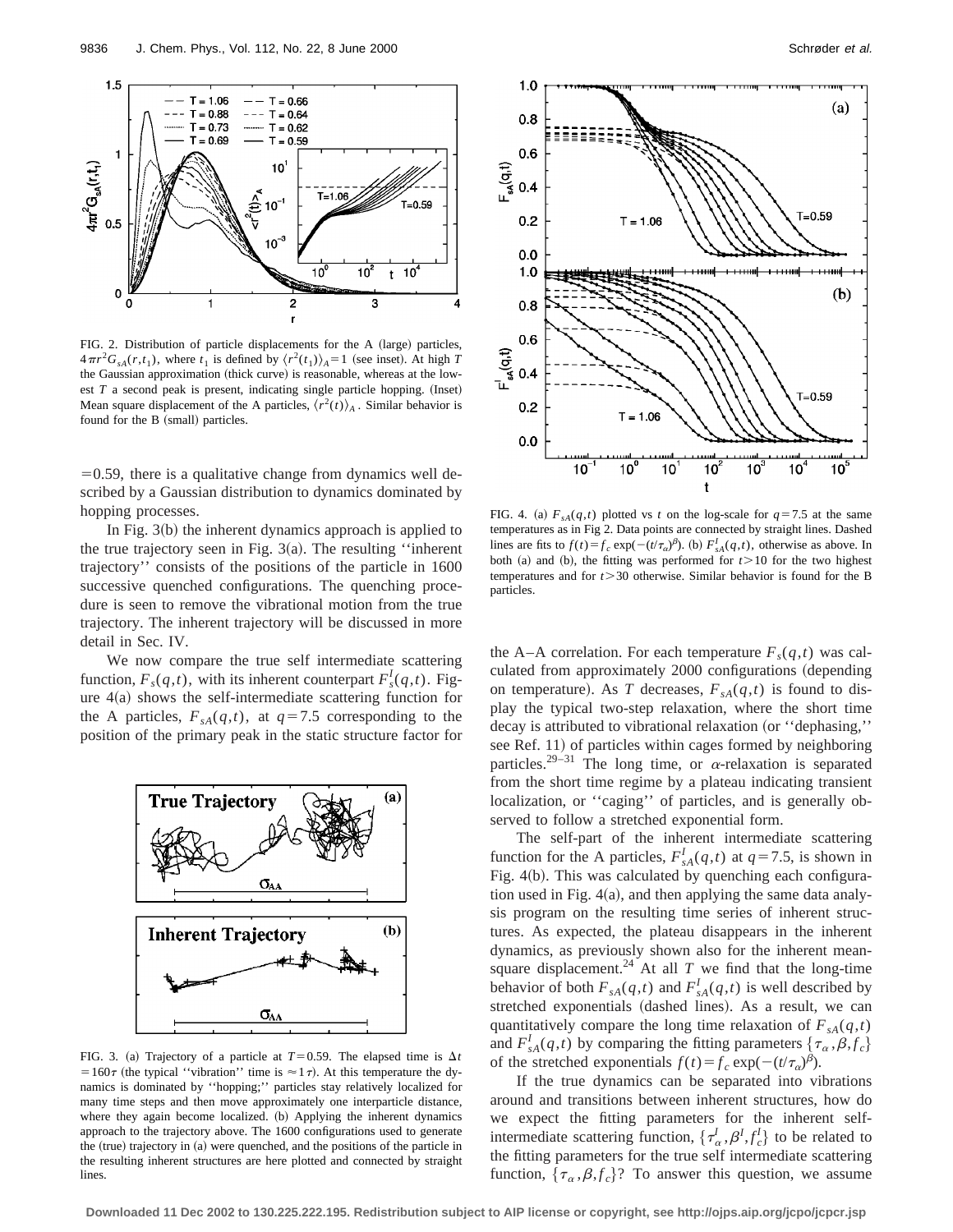FIG. 2. Distribution of particle displacements for the A (large) particles, $4\pi r^2 G_{sA}(r,t_1)$, where $t_1$ is defined by $\langle r^2(t_1)\rangle_A = 1$ (see inset). At high $T$ the Gaussian approximation (thick curve) is reasonable, whereas at the lowest $T$ a second peak is present, indicating single particle hopping. (Inset) Mean square displacement of the A particles, $\langle r^2(t)\rangle_A$. Similar behavior is found for the B (small) particles.

$=0.59$, there is a qualitative change from dynamics well described by a Gaussian distribution to dynamics dominated by hopping processes.

In Fig. 3(b) the inherent dynamics approach is applied to the true trajectory seen in Fig. 3(a). The resulting ''inherent trajectory'' consists of the positions of the particle in 1600 successive quenched configurations. The quenching procedure is seen to remove the vibrational motion from the true trajectory. The inherent trajectory will be discussed in more detail in Sec. IV.

We now compare the true self intermediate scattering function, $F_s(q,t)$, with its inherent counterpart $F_s^I(q,t)$. Figure 4(a) shows the self-intermediate scattering function for the A particles, $F_{sA}(q,t)$, at $q=7.5$ corresponding to the position of the primary peak in the static structure factor for the A–A correlation. For each temperature $F_s(q,t)$ was calculated from approximately 2000 configurations (depending on temperature). As $T$ decreases, $F_{sA}(q,t)$ is found to display the typical two-step relaxation, where the short time decay is attributed to vibrational relaxation (or ''dephasing,'' see Ref. 11) of particles within cages formed by neighboring particles.[29–31] The long time, or $\alpha$-relaxation is separated from the short time regime by a plateau indicating transient localization, or ''caging'' of particles, and is generally observed to follow a stretched exponential form.

FIG. 3. (a) Trajectory of a particle at $T=0.59$. The elapsed time is $\Delta t = 160\tau$ (the typical ''vibration'' time is $\approx 1\tau$). At this temperature the dynamics is dominated by ''hopping;'' particles stay relatively localized for many time steps and then move approximately one interparticle distance, where they again become localized. (b) Applying the inherent dynamics approach to the trajectory above. The 1600 configurations used to generate the (true) trajectory in (a) were quenched, and the positions of the particle in the resulting inherent structures are here plotted and connected by straight lines.

FIG. 4. (a) $F_{sA}(q,t)$ plotted vs $t$ on the log-scale for $q=7.5$ at the same temperatures as in Fig 2. Data points are connected by straight lines. Dashed lines are fits to $f(t)=f_c\exp(-(t/\tau_\alpha)^\beta)$. (b) $F_{sA}^I(q,t)$, otherwise as above. In both (a) and (b), the fitting was performed for $t>10$ for the two highest temperatures and for $t>30$ otherwise. Similar behavior is found for the B particles.

The self-part of the inherent intermediate scattering function for the A particles, $F_{sA}^I(q,t)$ at $q=7.5$, is shown in Fig. 4(b). This was calculated by quenching each configuration used in Fig. 4(a), and then applying the same data analysis program on the resulting time series of inherent structures. As expected, the plateau disappears in the inherent dynamics, as previously shown also for the inherent mean-square displacement.[24] At all $T$ we find that the long-time behavior of both $F_{sA}(q,t)$ and $F_{sA}^I(q,t)$ is well described by stretched exponentials (dashed lines). As a result, we can quantitatively compare the long time relaxation of $F_{sA}(q,t)$ and $F_{sA}^I(q,t)$ by comparing the fitting parameters $\{\tau_\alpha,\beta,f_c\}$ of the stretched exponentials $f(t)=f_c\exp(-(t/\tau_\alpha)^\beta)$.

If the true dynamics can be separated into vibrations around and transitions between inherent structures, how do we expect the fitting parameters for the inherent self-intermediate scattering function, $\{\tau_\alpha^I,\beta^I,f_c^I\}$ to be related to the fitting parameters for the true self intermediate scattering function, $\{\tau_\alpha,\beta,f_c\}$? To answer this question, we assume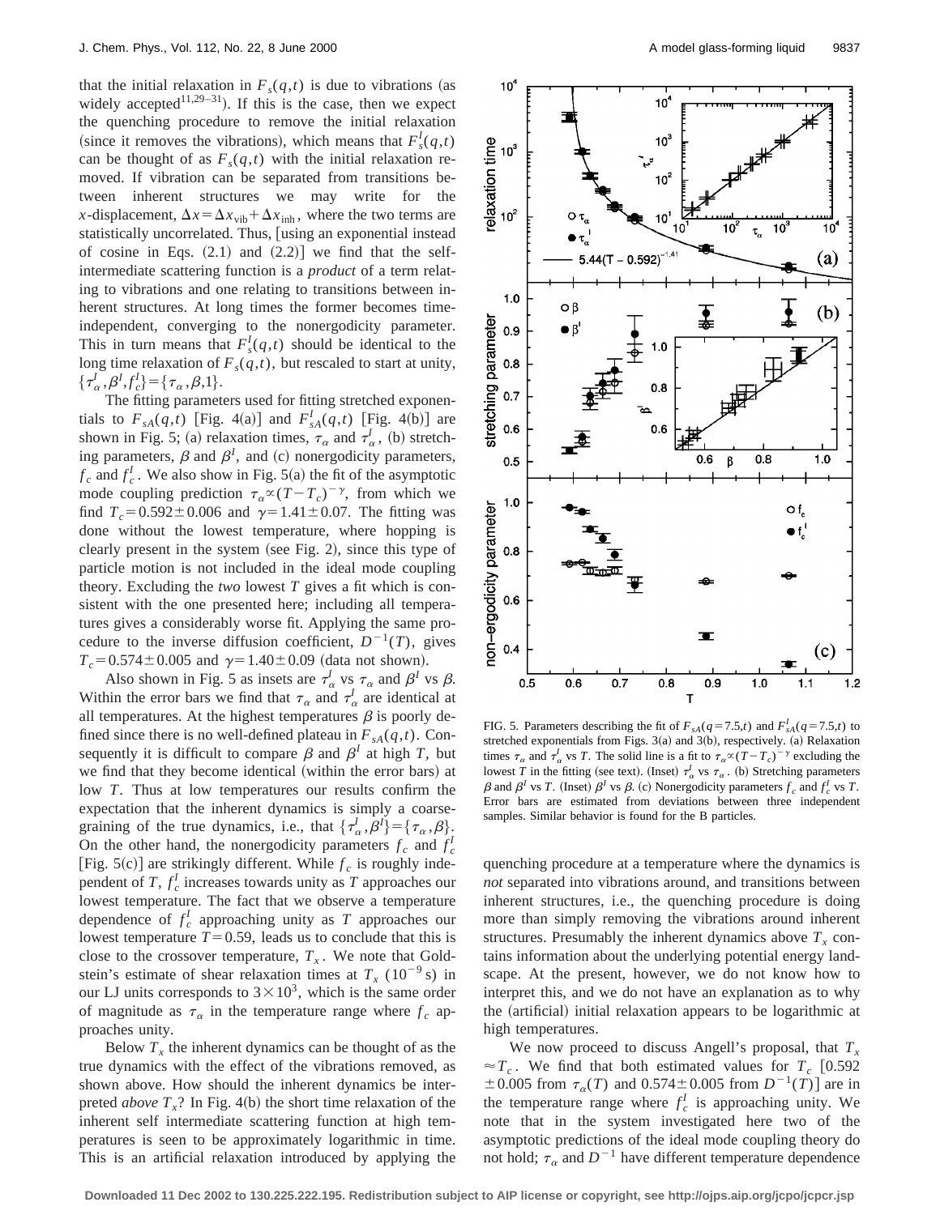that the initial relaxation in $F_s(q,t)$ is due to vibrations (as widely accepted[11,29–31]). If this is the case, then we expect the quenching procedure to remove the initial relaxation (since it removes the vibrations), which means that $F_s^I(q,t)$ can be thought of as $F_s(q,t)$ with the initial relaxation removed. If vibration can be separated from transitions between inherent structures we may write for the $x$-displacement, $\Delta x = \Delta x_{\rm vib} + \Delta x_{\rm inh}$, where the two terms are statistically uncorrelated. Thus, [using an exponential instead of cosine in Eqs. (2.1) and (2.2)] we find that the self-intermediate scattering function is a *product* of a term relating to vibrations and one relating to transitions between inherent structures. At long times the former becomes time-independent, converging to the nonergodicity parameter. This in turn means that $F_s^I(q,t)$ should be identical to the long time relaxation of $F_s(q,t)$, but rescaled to start at unity, $\{\tau_\alpha^I, \beta^I, f_c^I\} = \{\tau_\alpha, \beta, 1\}$.

The fitting parameters used for fitting stretched exponentials to $F_{sA}(q,t)$ [Fig. 4(a)] and $F_{sA}^I(q,t)$ [Fig. 4(b)] are shown in Fig. 5; (a) relaxation times, $\tau_\alpha$ and $\tau_\alpha^I$, (b) stretching parameters, $\beta$ and $\beta^I$, and (c) nonergodicity parameters, $f_c$ and $f_c^I$. We also show in Fig. 5(a) the fit of the asymptotic mode coupling prediction $\tau_\alpha \propto (T - T_c)^{-\gamma}$, from which we find $T_c = 0.592 \pm 0.006$ and $\gamma = 1.41 \pm 0.07$. The fitting was done without the lowest temperature, where hopping is clearly present in the system (see Fig. 2), since this type of particle motion is not included in the ideal mode coupling theory. Excluding the *two* lowest $T$ gives a fit which is consistent with the one presented here; including all temperatures gives a considerably worse fit. Applying the same procedure to the inverse diffusion coefficient, $D^{-1}(T)$, gives $T_c = 0.574 \pm 0.005$ and $\gamma = 1.40 \pm 0.09$ (data not shown).

Also shown in Fig. 5 as insets are $\tau_\alpha^I$ vs $\tau_\alpha$ and $\beta^I$ vs $\beta$. Within the error bars we find that $\tau_\alpha$ and $\tau_\alpha^I$ are identical at all temperatures. At the highest temperatures $\beta$ is poorly defined since there is no well-defined plateau in $F_{sA}(q,t)$. Consequently it is difficult to compare $\beta$ and $\beta^I$ at high $T$, but we find that they become identical (within the error bars) at low $T$. Thus at low temperatures our results confirm the expectation that the inherent dynamics is simply a coarse-graining of the true dynamics, i.e., that $\{\tau_\alpha^I, \beta^I\} = \{\tau_\alpha, \beta\}$. On the other hand, the nonergodicity parameters $f_c$ and $f_c^I$ [Fig. 5(c)] are strikingly different. While $f_c$ is roughly independent of $T$, $f_c^I$ increases towards unity as $T$ approaches our lowest temperature. The fact that we observe a temperature dependence of $f_c^I$ approaching unity as $T$ approaches our lowest temperature $T = 0.59$, leads us to conclude that this is close to the crossover temperature, $T_x$. We note that Goldstein's estimate of shear relaxation times at $T_x$ ($10^{-9}$ s) in our LJ units corresponds to $3 \times 10^3$, which is the same order of magnitude as $\tau_\alpha$ in the temperature range where $f_c$ approaches unity.

Below $T_x$ the inherent dynamics can be thought of as the true dynamics with the effect of the vibrations removed, as shown above. How should the inherent dynamics be interpreted *above* $T_x$? In Fig. 4(b) the short time relaxation of the inherent self intermediate scattering function at high temperatures is seen to be approximately logarithmic in time. This is an artificial relaxation introduced by applying the quenching procedure at a temperature where the dynamics is *not* separated into vibrations around, and transitions between inherent structures, i.e., the quenching procedure is doing more than simply removing the vibrations around inherent structures. Presumably the inherent dynamics above $T_x$ contains information about the underlying potential energy landscape. At the present, however, we do not know how to interpret this, and we do not have an explanation as to why the (artificial) initial relaxation appears to be logarithmic at high temperatures.

We now proceed to discuss Angell's proposal, that $T_x \approx T_c$. We find that both estimated values for $T_c$ [$0.592 \pm 0.005$ from $\tau_\alpha(T)$ and $0.574 \pm 0.005$ from $D^{-1}(T)$] are in the temperature range where $f_c^I$ is approaching unity. We note that in the system investigated here two of the asymptotic predictions of the ideal mode coupling theory do not hold; $\tau_\alpha$ and $D^{-1}$ have different temperature dependence

FIG. 5. Parameters describing the fit of $F_{sA}(q=7.5,t)$ and $F_{sA}^I(q=7.5,t)$ to stretched exponentials from Figs. 3(a) and 3(b), respectively. (a) Relaxation times $\tau_\alpha$ and $\tau_\alpha^I$ vs $T$. The solid line is a fit to $\tau_\alpha \propto (T - T_c)^{-\gamma}$ excluding the lowest $T$ in the fitting (see text). (Inset) $\tau_\alpha^I$ vs $\tau_\alpha$. (b) Stretching parameters $\beta$ and $\beta^I$ vs $T$. (Inset) $\beta^I$ vs $\beta$. (c) Nonergodicity parameters $f_c$ and $f_c^I$ vs $T$. Error bars are estimated from deviations between three independent samples. Similar behavior is found for the B particles.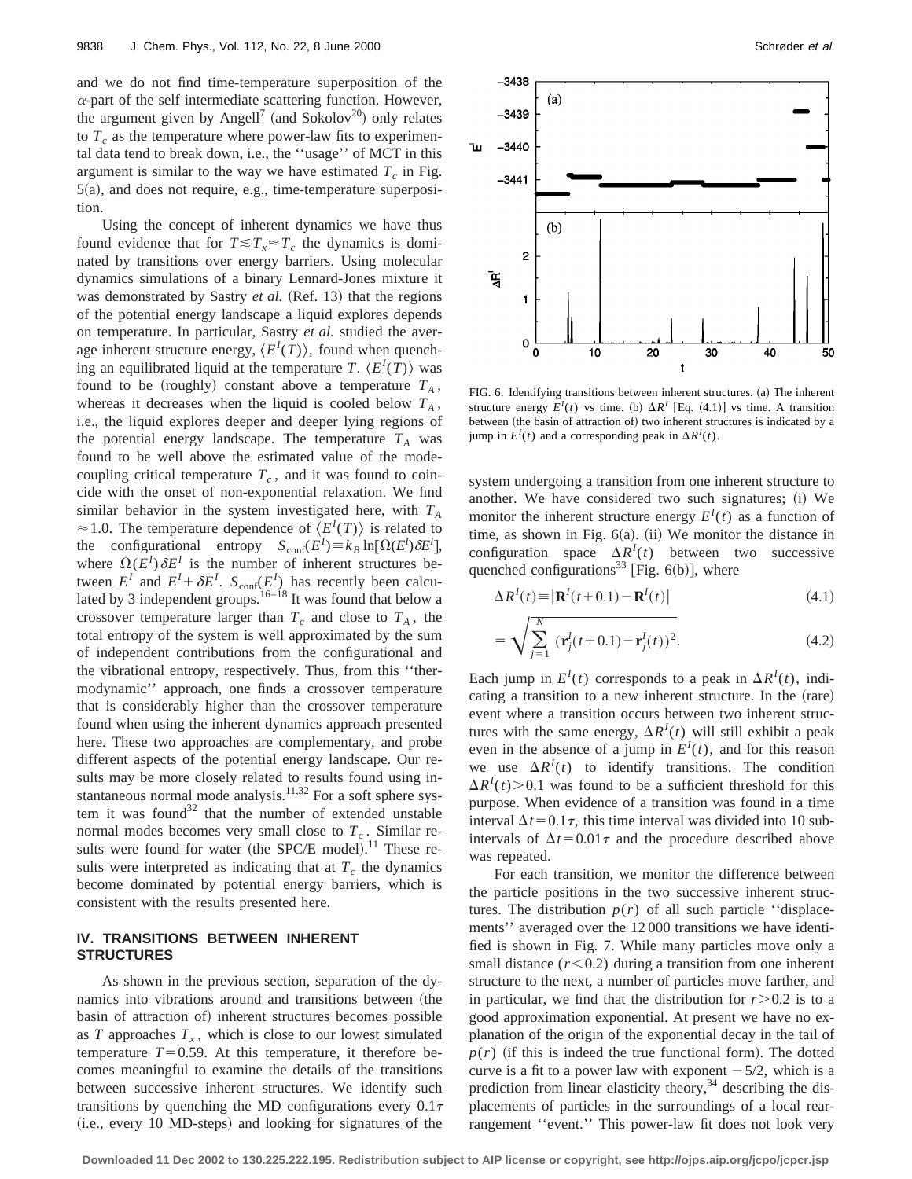and we do not find time-temperature superposition of the $\alpha$-part of the self intermediate scattering function. However, the argument given by Angell[7] (and Sokolov[20]) only relates to $T_c$ as the temperature where power-law fits to experimental data tend to break down, i.e., the ''usage'' of MCT in this argument is similar to the way we have estimated $T_c$ in Fig. 5(a), and does not require, e.g., time-temperature superposition.

Using the concept of inherent dynamics we have thus found evidence that for $T \lesssim T_x \approx T_c$ the dynamics is dominated by transitions over energy barriers. Using molecular dynamics simulations of a binary Lennard-Jones mixture it was demonstrated by Sastry *et al.* (Ref. 13) that the regions of the potential energy landscape a liquid explores depends on temperature. In particular, Sastry *et al.* studied the average inherent structure energy, $\langle E^I(T)\rangle$, found when quenching an equilibrated liquid at the temperature $T$. $\langle E^I(T)\rangle$ was found to be (roughly) constant above a temperature $T_A$, whereas it decreases when the liquid is cooled below $T_A$, i.e., the liquid explores deeper and deeper lying regions of the potential energy landscape. The temperature $T_A$ was found to be well above the estimated value of the mode-coupling critical temperature $T_c$, and it was found to coincide with the onset of non-exponential relaxation. We find similar behavior in the system investigated here, with $T_A \approx 1.0$. The temperature dependence of $\langle E^I(T)\rangle$ is related to the configurational entropy $S_{\mathrm{conf}}(E^I) \equiv k_B \ln[\Omega(E^I)\delta E^I]$, where $\Omega(E^I)\delta E^I$ is the number of inherent structures between $E^I$ and $E^I + \delta E^I$. $S_{\mathrm{conf}}(E^I)$ has recently been calculated by 3 independent groups.[16–18] It was found that below a crossover temperature larger than $T_c$ and close to $T_A$, the total entropy of the system is well approximated by the sum of independent contributions from the configurational and the vibrational entropy, respectively. Thus, from this ''thermodynamic'' approach, one finds a crossover temperature that is considerably higher than the crossover temperature found when using the inherent dynamics approach presented here. These two approaches are complementary, and probe different aspects of the potential energy landscape. Our results may be more closely related to results found using instantaneous normal mode analysis.[11,32] For a soft sphere system it was found[32] that the number of extended unstable normal modes becomes very small close to $T_c$. Similar results were found for water (the SPC/E model).[11] These results were interpreted as indicating that at $T_c$ the dynamics become dominated by potential energy barriers, which is consistent with the results presented here.

## IV. TRANSITIONS BETWEEN INHERENT STRUCTURES

As shown in the previous section, separation of the dynamics into vibrations around and transitions between (the basin of attraction of) inherent structures becomes possible as $T$ approaches $T_x$, which is close to our lowest simulated temperature $T = 0.59$. At this temperature, it therefore becomes meaningful to examine the details of the transitions between successive inherent structures. We identify such transitions by quenching the MD configurations every $0.1\tau$ (i.e., every 10 MD-steps) and looking for signatures of the system undergoing a transition from one inherent structure to another. We have considered two such signatures; (i) We monitor the inherent structure energy $E^I(t)$ as a function of time, as shown in Fig. 6(a). (ii) We monitor the distance in configuration space $\Delta R^I(t)$ between two successive quenched configurations[33] [Fig. 6(b)], where

$$\Delta R^I(t) \equiv |\mathbf{R}^I(t+0.1) - \mathbf{R}^I(t)| \tag{4.1}$$

$$= \sqrt{\sum_{j=1}^{N} (\mathbf{r}_j^I(t+0.1) - \mathbf{r}_j^I(t))^2}. \tag{4.2}$$

FIG. 6. Identifying transitions between inherent structures. (a) The inherent structure energy $E^I(t)$ vs time. (b) $\Delta R^I$ [Eq. (4.1)] vs time. A transition between (the basin of attraction of) two inherent structures is indicated by a jump in $E^I(t)$ and a corresponding peak in $\Delta R^I(t)$.

Each jump in $E^I(t)$ corresponds to a peak in $\Delta R^I(t)$, indicating a transition to a new inherent structure. In the (rare) event where a transition occurs between two inherent structures with the same energy, $\Delta R^I(t)$ will still exhibit a peak even in the absence of a jump in $E^I(t)$, and for this reason we use $\Delta R^I(t)$ to identify transitions. The condition $\Delta R^I(t) > 0.1$ was found to be a sufficient threshold for this purpose. When evidence of a transition was found in a time interval $\Delta t = 0.1\tau$, this time interval was divided into 10 subintervals of $\Delta t = 0.01\tau$ and the procedure described above was repeated.

For each transition, we monitor the difference between the particle positions in the two successive inherent structures. The distribution $p(r)$ of all such particle ''displacements'' averaged over the 12 000 transitions we have identified is shown in Fig. 7. While many particles move only a small distance ($r < 0.2$) during a transition from one inherent structure to the next, a number of particles move farther, and in particular, we find that the distribution for $r > 0.2$ is to a good approximation exponential. At present we have no explanation of the origin of the exponential decay in the tail of $p(r)$ (if this is indeed the true functional form). The dotted curve is a fit to a power law with exponent $-5/2$, which is a prediction from linear elasticity theory,[34] describing the displacements of particles in the surroundings of a local rearrangement ''event.'' This power-law fit does not look very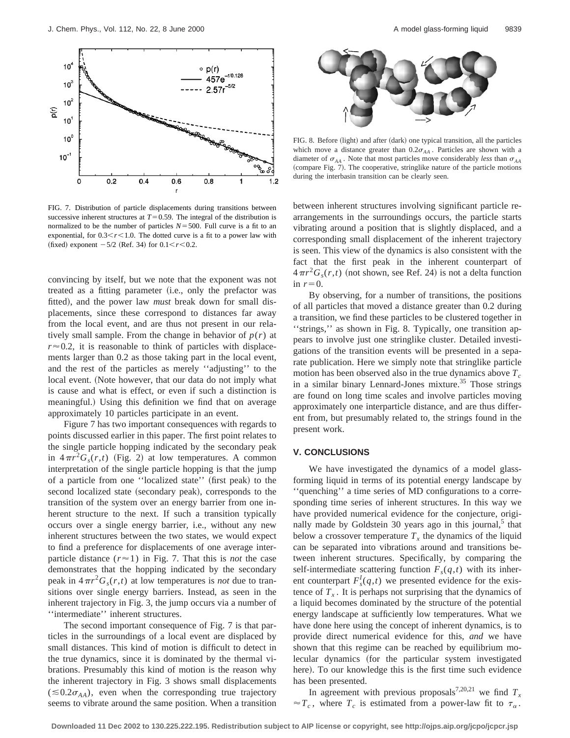FIG. 7. Distribution of particle displacements during transitions between successive inherent structures at $T=0.59$. The integral of the distribution is normalized to be the number of particles $N=500$. Full curve is a fit to an exponential, for $0.3<r<1.0$. The dotted curve is a fit to a power law with (fixed) exponent $-5/2$ (Ref. 34) for $0.1<r<0.2$.

convincing by itself, but we note that the exponent was not treated as a fitting parameter (i.e., only the prefactor was fitted), and the power law *must* break down for small displacements, since these correspond to distances far away from the local event, and are thus not present in our relatively small sample. From the change in behavior of $p(r)$ at $r\approx 0.2$, it is reasonable to think of particles with displacements larger than 0.2 as those taking part in the local event, and the rest of the particles as merely ''adjusting'' to the local event. (Note however, that our data do not imply what is cause and what is effect, or even if such a distinction is meaningful.) Using this definition we find that on average approximately 10 particles participate in an event.

Figure 7 has two important consequences with regards to points discussed earlier in this paper. The first point relates to the single particle hopping indicated by the secondary peak in $4\pi r^2 G_s(r,t)$ (Fig. 2) at low temperatures. A common interpretation of the single particle hopping is that the jump of a particle from one ''localized state'' (first peak) to the second localized state (secondary peak), corresponds to the transition of the system over an energy barrier from one inherent structure to the next. If such a transition typically occurs over a single energy barrier, i.e., without any new inherent structures between the two states, we would expect to find a preference for displacements of one average interparticle distance ($r\approx 1$) in Fig. 7. That this is *not* the case demonstrates that the hopping indicated by the secondary peak in $4\pi r^2 G_s(r,t)$ at low temperatures is *not* due to transitions over single energy barriers. Instead, as seen in the inherent trajectory in Fig. 3, the jump occurs via a number of ''intermediate'' inherent structures.

The second important consequence of Fig. 7 is that particles in the surroundings of a local event are displaced by small distances. This kind of motion is difficult to detect in the true dynamics, since it is dominated by the thermal vibrations. Presumably this kind of motion is the reason why the inherent trajectory in Fig. 3 shows small displacements ($\lesssim 0.2\sigma_{AA}$), even when the corresponding true trajectory seems to vibrate around the same position. When a transition between inherent structures involving significant particle rearrangements in the surroundings occurs, the particle starts vibrating around a position that is slightly displaced, and a corresponding small displacement of the inherent trajectory is seen. This view of the dynamics is also consistent with the fact that the first peak in the inherent counterpart of $4\pi r^2 G_s(r,t)$ (not shown, see Ref. 24) is not a delta function in $r=0$.

FIG. 8. Before (light) and after (dark) one typical transition, all the particles which move a distance greater than $0.2\sigma_{AA}$. Particles are shown with a diameter of $\sigma_{AA}$. Note that most particles move considerably *less* than $\sigma_{AA}$ (compare Fig. 7). The cooperative, stringlike nature of the particle motions during the interbasin transition can be clearly seen.

By observing, for a number of transitions, the positions of all particles that moved a distance greater than 0.2 during a transition, we find these particles to be clustered together in ''strings,'' as shown in Fig. 8. Typically, one transition appears to involve just one stringlike cluster. Detailed investigations of the transition events will be presented in a separate publication. Here we simply note that stringlike particle motion has been observed also in the true dynamics above $T_c$ in a similar binary Lennard-Jones mixture.[35] Those strings are found on long time scales and involve particles moving approximately one interparticle distance, and are thus different from, but presumably related to, the strings found in the present work.

## V. CONCLUSIONS

We have investigated the dynamics of a model glass-forming liquid in terms of its potential energy landscape by ''quenching'' a time series of MD configurations to a corresponding time series of inherent structures. In this way we have provided numerical evidence for the conjecture, originally made by Goldstein 30 years ago in this journal,[5] that below a crossover temperature $T_x$ the dynamics of the liquid can be separated into vibrations around and transitions between inherent structures. Specifically, by comparing the self-intermediate scattering function $F_s(q,t)$ with its inherent counterpart $F_s^I(q,t)$ we presented evidence for the existence of $T_x$. It is perhaps not surprising that the dynamics of a liquid becomes dominated by the structure of the potential energy landscape at sufficiently low temperatures. What we have done here using the concept of inherent dynamics, is to provide direct numerical evidence for this, *and* we have shown that this regime can be reached by equilibrium molecular dynamics (for the particular system investigated here). To our knowledge this is the first time such evidence has been presented.

In agreement with previous proposals[7,20,21] we find $T_x \approx T_c$, where $T_c$ is estimated from a power-law fit to $\tau_\alpha$.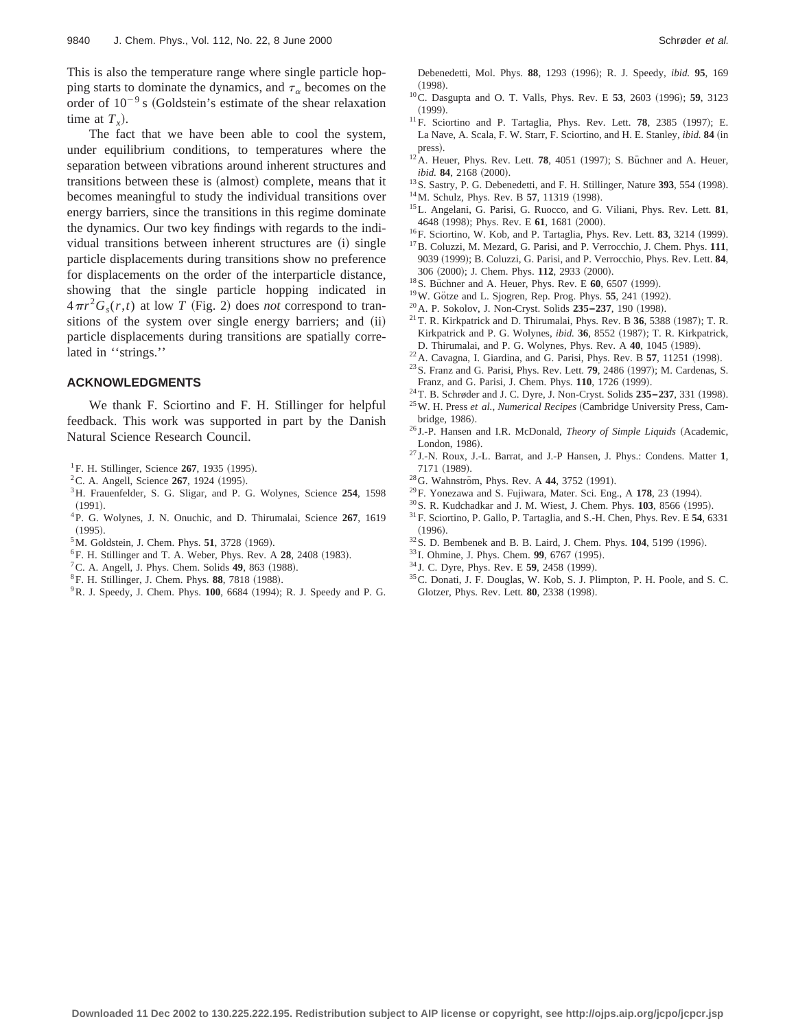This is also the temperature range where single particle hopping starts to dominate the dynamics, and $\tau_\alpha$ becomes on the order of $10^{-9}$ s (Goldstein's estimate of the shear relaxation time at $T_x$).

The fact that we have been able to cool the system, under equilibrium conditions, to temperatures where the separation between vibrations around inherent structures and transitions between these is (almost) complete, means that it becomes meaningful to study the individual transitions over energy barriers, since the transitions in this regime dominate the dynamics. Our two key findings with regards to the individual transitions between inherent structures are (i) single particle displacements during transitions show no preference for displacements on the order of the interparticle distance, showing that the single particle hopping indicated in $4\pi r^2 G_s(r,t)$ at low $T$ (Fig. 2) does *not* correspond to transitions of the system over single energy barriers; and (ii) particle displacements during transitions are spatially correlated in ''strings.''

## ACKNOWLEDGMENTS

We thank F. Sciortino and F. H. Stillinger for helpful feedback. This work was supported in part by the Danish Natural Science Research Council.

[1] F. H. Stillinger, Science **267**, 1935 (1995).
[2] C. A. Angell, Science **267**, 1924 (1995).
[3] H. Frauenfelder, S. G. Sligar, and P. G. Wolynes, Science **254**, 1598 (1991).
[4] P. G. Wolynes, J. N. Onuchic, and D. Thirumalai, Science **267**, 1619 (1995).
[5] M. Goldstein, J. Chem. Phys. **51**, 3728 (1969).
[6] F. H. Stillinger and T. A. Weber, Phys. Rev. A **28**, 2408 (1983).
[7] C. A. Angell, J. Phys. Chem. Solids **49**, 863 (1988).
[8] F. H. Stillinger, J. Chem. Phys. **88**, 7818 (1988).
[9] R. J. Speedy, J. Chem. Phys. **100**, 6684 (1994); R. J. Speedy and P. G. Debenedetti, Mol. Phys. **88**, 1293 (1996); R. J. Speedy, *ibid.* **95**, 169 (1998).
[10] C. Dasgupta and O. T. Valls, Phys. Rev. E **53**, 2603 (1996); **59**, 3123 (1999).
[11] F. Sciortino and P. Tartaglia, Phys. Rev. Lett. **78**, 2385 (1997); E. La Nave, A. Scala, F. W. Starr, F. Sciortino, and H. E. Stanley, *ibid.* **84** (in press).
[12] A. Heuer, Phys. Rev. Lett. **78**, 4051 (1997); S. Büchner and A. Heuer, *ibid.* **84**, 2168 (2000).
[13] S. Sastry, P. G. Debenedetti, and F. H. Stillinger, Nature **393**, 554 (1998).
[14] M. Schulz, Phys. Rev. B **57**, 11319 (1998).
[15] L. Angelani, G. Parisi, G. Ruocco, and G. Viliani, Phys. Rev. Lett. **81**, 4648 (1998); Phys. Rev. E **61**, 1681 (2000).
[16] F. Sciortino, W. Kob, and P. Tartaglia, Phys. Rev. Lett. **83**, 3214 (1999).
[17] B. Coluzzi, M. Mezard, G. Parisi, and P. Verrocchio, J. Chem. Phys. **111**, 9039 (1999); B. Coluzzi, G. Parisi, and P. Verrocchio, Phys. Rev. Lett. **84**, 306 (2000); J. Chem. Phys. **112**, 2933 (2000).
[18] S. Büchner and A. Heuer, Phys. Rev. E **60**, 6507 (1999).
[19] W. Götze and L. Sjogren, Rep. Prog. Phys. **55**, 241 (1992).
[20] A. P. Sokolov, J. Non-Cryst. Solids **235–237**, 190 (1998).
[21] T. R. Kirkpatrick and D. Thirumalai, Phys. Rev. B **36**, 5388 (1987); T. R. Kirkpatrick and P. G. Wolynes, *ibid.* **36**, 8552 (1987); T. R. Kirkpatrick, D. Thirumalai, and P. G. Wolynes, Phys. Rev. A **40**, 1045 (1989).
[22] A. Cavagna, I. Giardina, and G. Parisi, Phys. Rev. B **57**, 11251 (1998).
[23] S. Franz and G. Parisi, Phys. Rev. Lett. **79**, 2486 (1997); M. Cardenas, S. Franz, and G. Parisi, J. Chem. Phys. **110**, 1726 (1999).
[24] T. B. Schrøder and J. C. Dyre, J. Non-Cryst. Solids **235–237**, 331 (1998).
[25] W. H. Press *et al.*, *Numerical Recipes* (Cambridge University Press, Cambridge, 1986).
[26] J.-P. Hansen and I.R. McDonald, *Theory of Simple Liquids* (Academic, London, 1986).
[27] J.-N. Roux, J.-L. Barrat, and J.-P Hansen, J. Phys.: Condens. Matter **1**, 7171 (1989).
[28] G. Wahnström, Phys. Rev. A **44**, 3752 (1991).
[29] F. Yonezawa and S. Fujiwara, Mater. Sci. Eng., A **178**, 23 (1994).
[30] S. R. Kudchadkar and J. M. Wiest, J. Chem. Phys. **103**, 8566 (1995).
[31] F. Sciortino, P. Gallo, P. Tartaglia, and S.-H. Chen, Phys. Rev. E **54**, 6331 (1996).
[32] S. D. Bembenek and B. B. Laird, J. Chem. Phys. **104**, 5199 (1996).
[33] I. Ohmine, J. Phys. Chem. **99**, 6767 (1995).
[34] J. C. Dyre, Phys. Rev. E **59**, 2458 (1999).
[35] C. Donati, J. F. Douglas, W. Kob, S. J. Plimpton, P. H. Poole, and S. C. Glotzer, Phys. Rev. Lett. **80**, 2338 (1998).